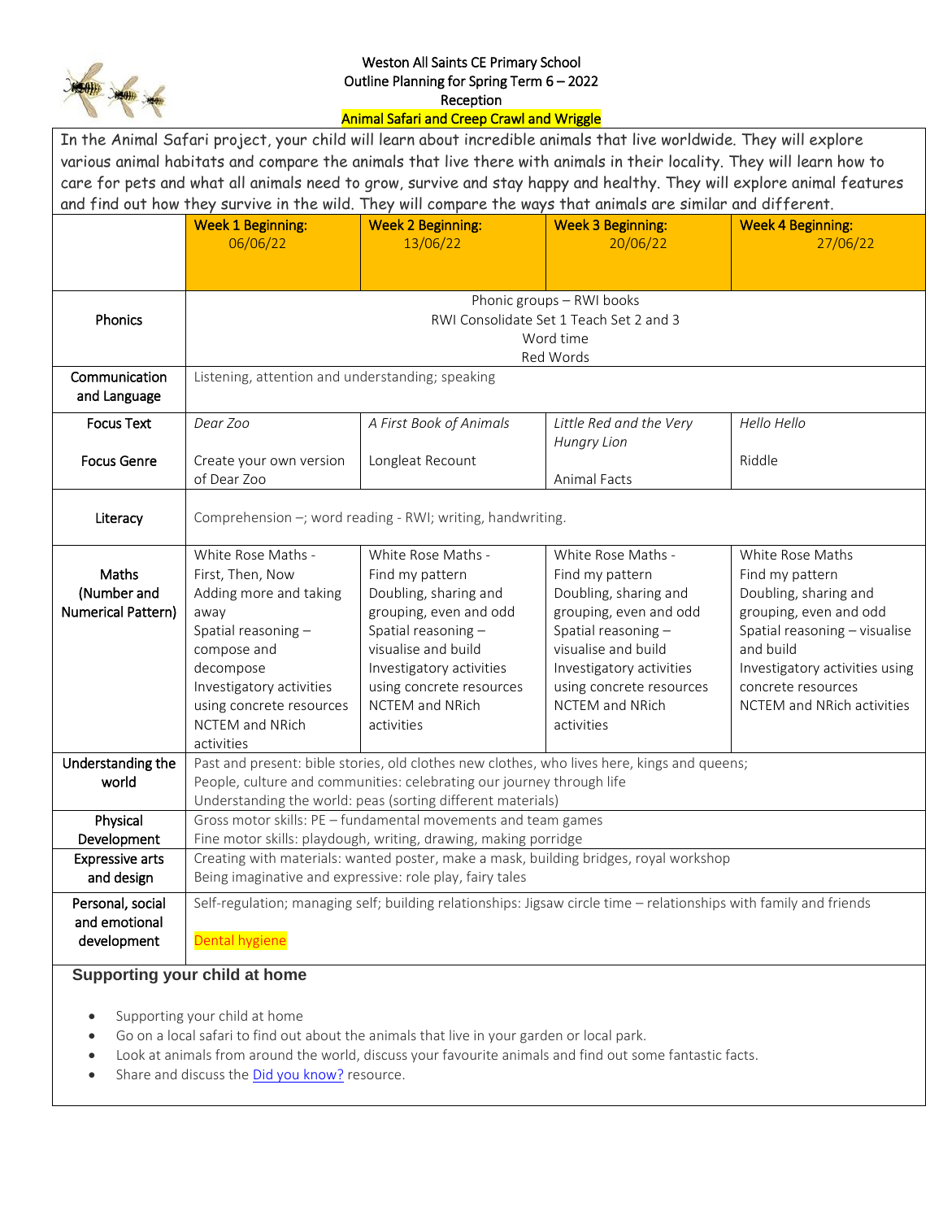Weston All Saints CE Primary School
Outline Planning for Spring Term 6 – 2022
Reception
Animal Safari and Creep Crawl and Wriggle

In the Animal Safari project, your child will learn about incredible animals that live worldwide. They will explore various animal habitats and compare the animals that live there with animals in their locality. They will learn how to care for pets and what all animals need to grow, survive and stay happy and healthy. They will explore animal features and find out how they survive in the wild. They will compare the ways that animals are similar and different.

| | Week 1 Beginning: 06/06/22 | Week 2 Beginning: 13/06/22 | Week 3 Beginning: 20/06/22 | Week 4 Beginning: 27/06/22 |
|---|---|---|---|---|
| Phonics | Phonic groups – RWI books<br>RWI Consolidate Set 1 Teach Set 2 and 3<br>Word time<br>Red Words | | | |
| Communication and Language | Listening, attention and understanding; speaking | | | |
| Focus Text<br><br>Focus Genre | *Dear Zoo*<br><br>Create your own version of Dear Zoo | *A First Book of Animals*<br><br>Longleat Recount | *Little Red and the Very Hungry Lion*<br><br>Animal Facts | *Hello Hello*<br><br>Riddle |
| Literacy | Comprehension –; word reading - RWI; writing, handwriting. | | | |
| Maths (Number and Numerical Pattern) | White Rose Maths -<br>First, Then, Now<br>Adding more and taking away<br>Spatial reasoning – compose and decompose<br>Investigatory activities using concrete resources<br>NCTEM and NRich activities | White Rose Maths -<br>Find my pattern<br>Doubling, sharing and grouping, even and odd<br>Spatial reasoning – visualise and build<br>Investigatory activities using concrete resources<br>NCTEM and NRich activities | White Rose Maths -<br>Find my pattern<br>Doubling, sharing and grouping, even and odd<br>Spatial reasoning – visualise and build<br>Investigatory activities using concrete resources<br>NCTEM and NRich activities | White Rose Maths<br>Find my pattern<br>Doubling, sharing and grouping, even and odd<br>Spatial reasoning – visualise and build<br>Investigatory activities using concrete resources<br>NCTEM and NRich activities |
| Understanding the world | Past and present: bible stories, old clothes new clothes, who lives here, kings and queens;<br>People, culture and communities: celebrating our journey through life<br>Understanding the world: peas (sorting different materials) | | | |
| Physical Development | Gross motor skills: PE – fundamental movements and team games<br>Fine motor skills: playdough, writing, drawing, making porridge | | | |
| Expressive arts and design | Creating with materials: wanted poster, make a mask, building bridges, royal workshop<br>Being imaginative and expressive: role play, fairy tales | | | |
| Personal, social and emotional development | Self-regulation; managing self; building relationships: Jigsaw circle time – relationships with family and friends<br><br>Dental hygiene | | | |

## Supporting your child at home

- Supporting your child at home
- Go on a local safari to find out about the animals that live in your garden or local park.
- Look at animals from around the world, discuss your favourite animals and find out some fantastic facts.
- Share and discuss the Did you know? resource.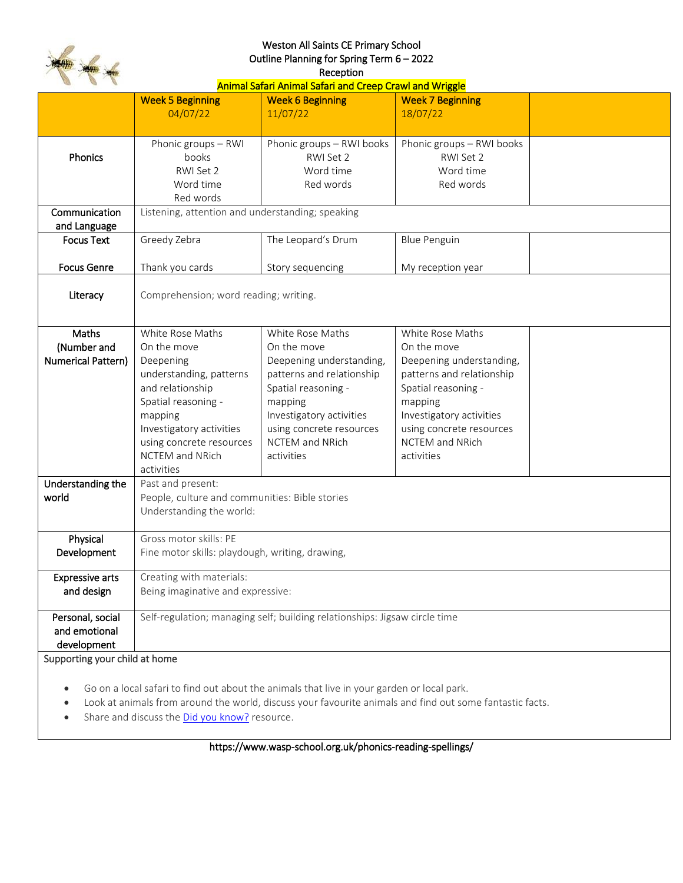Weston All Saints CE Primary School
Outline Planning for Spring Term 6 – 2022
Reception
Animal Safari Animal Safari and Creep Crawl and Wriggle

| | Week 5 Beginning 04/07/22 | Week 6 Beginning 11/07/22 | Week 7 Beginning 18/07/22 | |
|---|---|---|---|---|
| Phonics | Phonic groups – RWI books RWI Set 2 Word time Red words | Phonic groups – RWI books RWI Set 2 Word time Red words | Phonic groups – RWI books RWI Set 2 Word time Red words | |
| Communication and Language | Listening, attention and understanding; speaking | | | |
| Focus Text<br><br>Focus Genre | Greedy Zebra<br><br>Thank you cards | The Leopard's Drum<br><br>Story sequencing | Blue Penguin<br><br>My reception year | |
| Literacy | Comprehension; word reading; writing. | | | |
| Maths (Number and Numerical Pattern) | White Rose Maths On the move Deepening understanding, patterns and relationship Spatial reasoning - mapping Investigatory activities using concrete resources NCTEM and NRich activities | White Rose Maths On the move Deepening understanding, patterns and relationship Spatial reasoning - mapping Investigatory activities using concrete resources NCTEM and NRich activities | White Rose Maths On the move Deepening understanding, patterns and relationship Spatial reasoning - mapping Investigatory activities using concrete resources NCTEM and NRich activities | |
| Understanding the world | Past and present:<br>People, culture and communities: Bible stories<br>Understanding the world: | | | |
| Physical Development | Gross motor skills: PE<br>Fine motor skills: playdough, writing, drawing, | | | |
| Expressive arts and design | Creating with materials:<br>Being imaginative and expressive: | | | |
| Personal, social and emotional development | Self-regulation; managing self; building relationships: Jigsaw circle time | | | |

Supporting your child at home

- Go on a local safari to find out about the animals that live in your garden or local park.
- Look at animals from around the world, discuss your favourite animals and find out some fantastic facts.
- Share and discuss the Did you know? resource.

https://www.wasp-school.org.uk/phonics-reading-spellings/